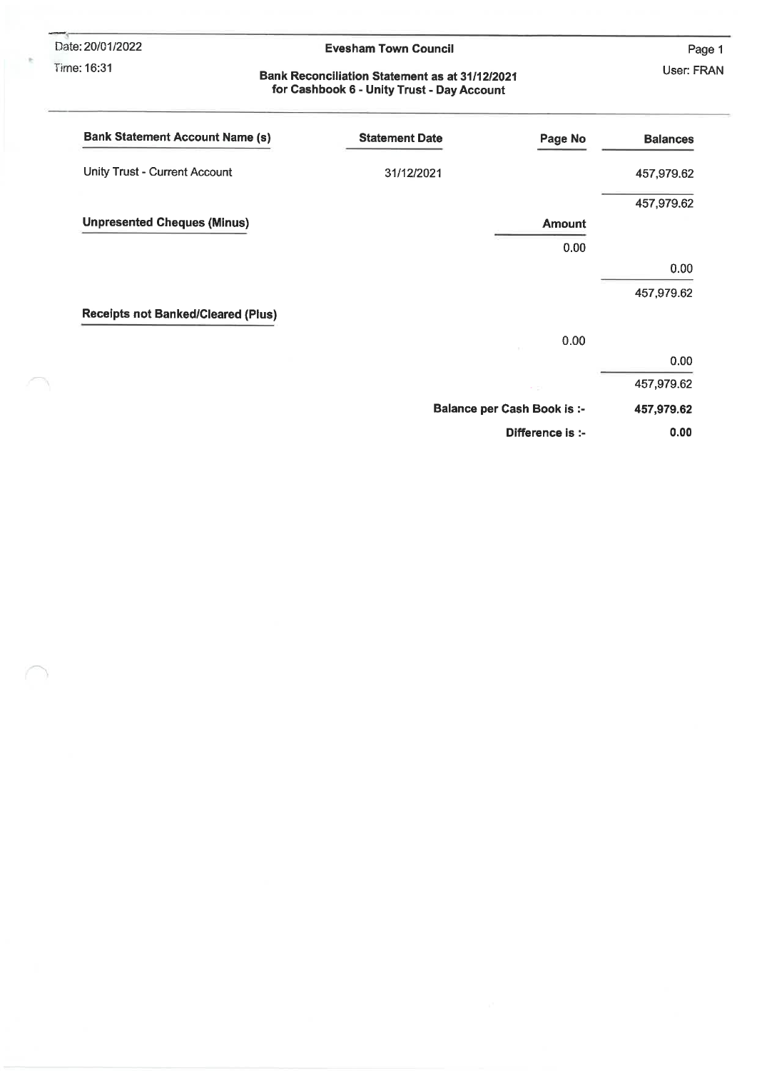Date: 20/01/2022

Time: 16:31

**Evesham Town Council**

User: FRAN

**Bank Reconciliation Statement as at 31/12/2021**
**for Cashbook 6 - Unity Trust - Day Account**

| Bank Statement Account Name (s) | Statement Date | Page No | Balances |
|---|---|---|---|
| Unity Trust - Current Account | 31/12/2021 | | 457,979.62 |
| | | | 457,979.62 |
| **Unprese­nted Cheques (Minus)** | | **Amount** | |
| | | 0.00 | |
| | | | 0.00 |
| | | | 457,979.62 |
| **Receipts not Banked/Cleared (Plus)** | | | |
| | | 0.00 | |
| | | | 0.00 |
| | | | 457,979.62 |
| | | **Balance per Cash Book is :-** | **457,979.62** |
| | | **Difference is :-** | **0.00** |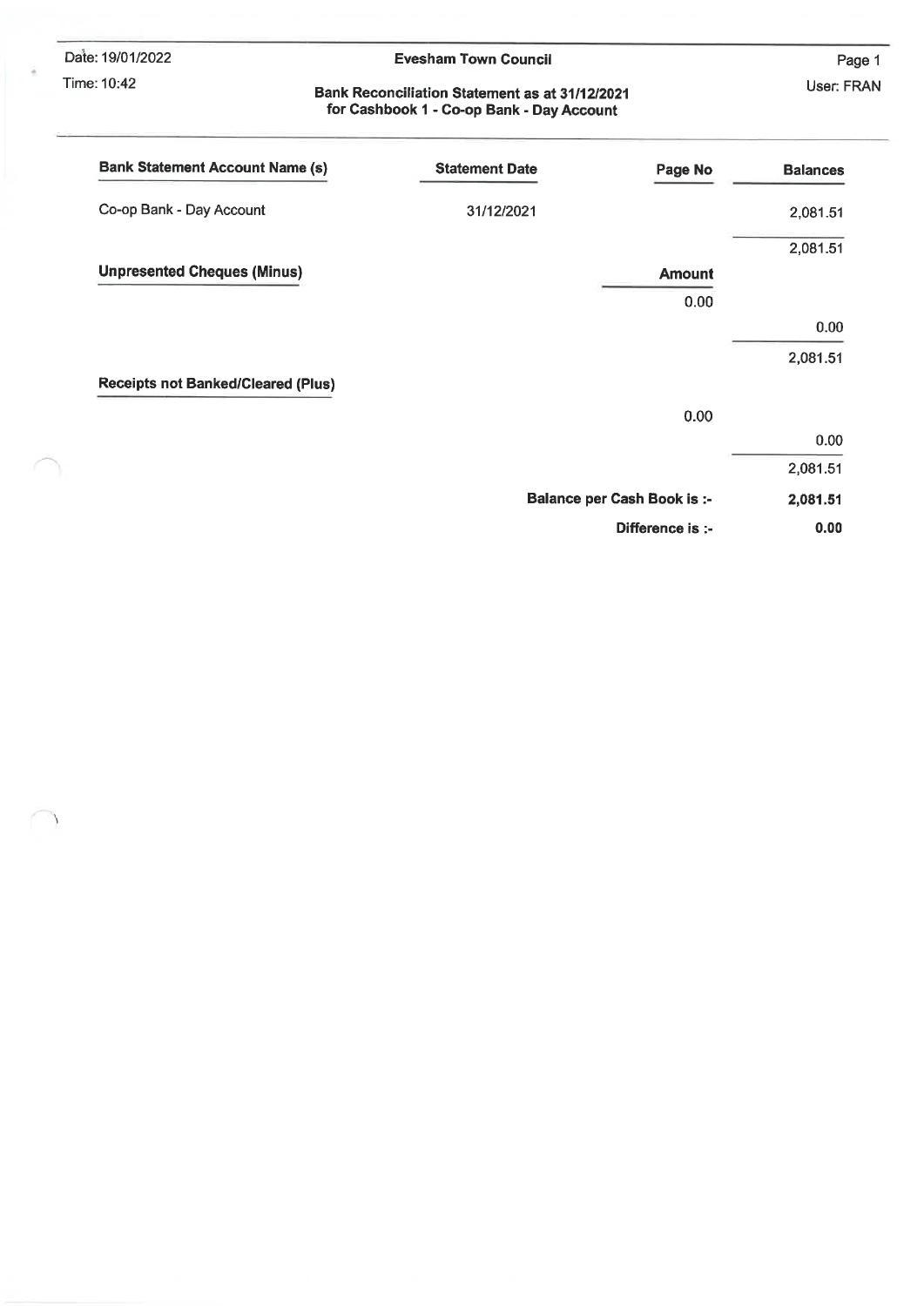Date: 19/01/2022

Time: 10:42

**Evesham Town Council**

**Bank Reconciliation Statement as at 31/12/2021**
**for Cashbook 1 - Co-op Bank - Day Account**

User: FRAN

| **Bank Statement Account Name (s)** | **Statement Date** | **Page No** | **Balances** |
|---|---|---|---|
| Co-op Bank - Day Account | 31/12/2021 | | 2,081.51 |
| | | | 2,081.51 |
| **Unpresented Cheques (Minus)** | | **Amount** | |
| | | 0.00 | |
| | | | 0.00 |
| | | | 2,081.51 |
| **Receipts not Banked/Cleared (Plus)** | | | |
| | | 0.00 | |
| | | | 0.00 |
| | | | 2,081.51 |
| | | **Balance per Cash Book is :-** | **2,081.51** |
| | | **Difference is :-** | **0.00** |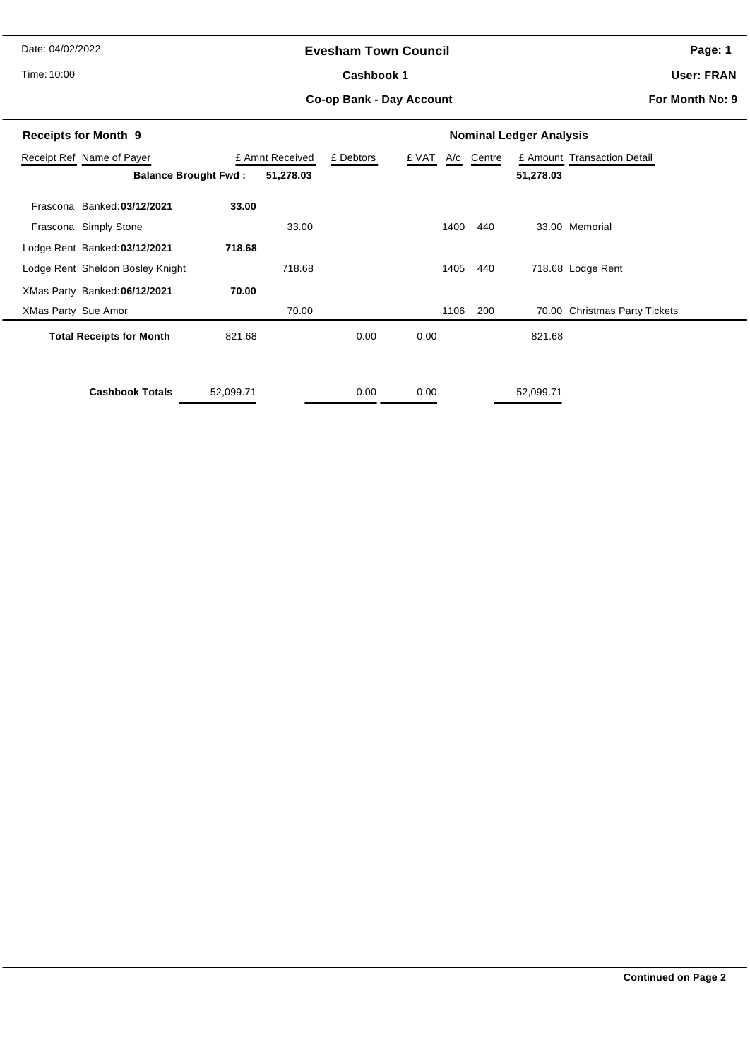Date: 04/02/2022

Time: 10:00

# Evesham Town Council

## Cashbook 1

### Co-op Bank - Day Account

**Page: 1**

**User: FRAN**

**For Month No: 9**

**Receipts for Month 9** | **Nominal Ledger Analysis**

| Receipt Ref | Name of Payer | | £ Amnt Received | £ Debtors | £ VAT | A/c | Centre | £ Amount | Transaction Detail |
|---|---|---|---|---|---|---|---|---|---|
| | **Balance Brought Fwd :** | | **51,278.03** | | | | | **51,278.03** | |
| Frascona | Banked: **03/12/2021** | **33.00** | | | | | | | |
| Frascona | Simply Stone | | 33.00 | | | 1400 | 440 | 33.00 | Memorial |
| Lodge Rent | Banked: **03/12/2021** | **718.68** | | | | | | | |
| Lodge Rent | Sheldon Bosley Knight | | 718.68 | | | 1405 | 440 | 718.68 | Lodge Rent |
| XMas Party | Banked: **06/12/2021** | **70.00** | | | | | | | |
| XMas Party | Sue Amor | | 70.00 | | | 1106 | 200 | 70.00 | Christmas Party Tickets |
| | **Total Receipts for Month** | 821.68 | | 0.00 | 0.00 | | | 821.68 | |
| | **Cashbook Totals** | 52,099.71 | | 0.00 | 0.00 | | | 52,099.71 | |

**Continued on Page 2**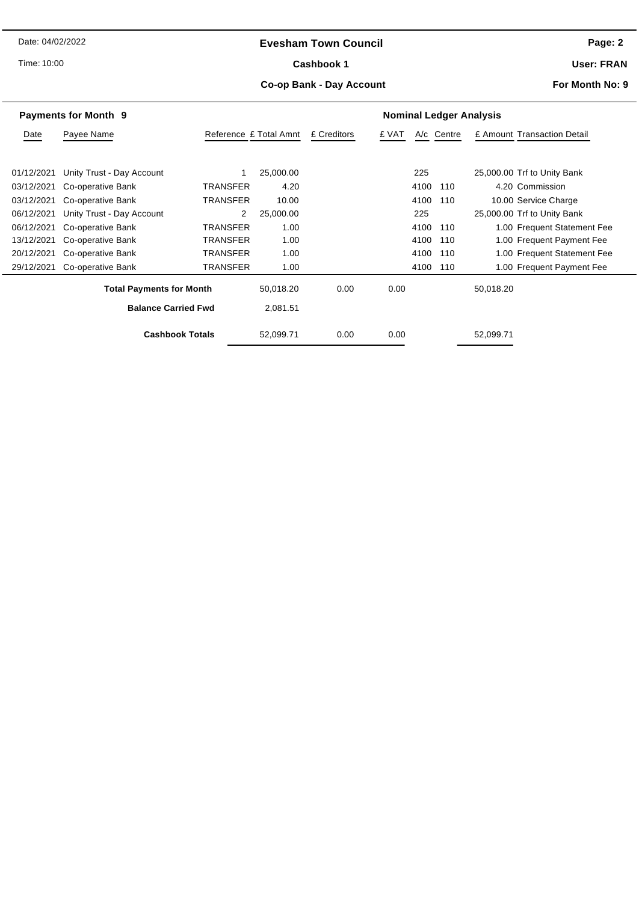# Evesham Town Council

## Cashbook 1

### Co-op Bank - Day Account

Date: 04/02/2022

Time: 10:00

User: FRAN

For Month No: 9

**Payments for Month 9** — **Nominal Ledger Analysis**

| Date | Payee Name | Reference | £ Total Amnt | £ Creditors | £ VAT | A/c | Centre | £ Amount | Transaction Detail |
|---|---|---|---|---|---|---|---|---|---|
| 01/12/2021 | Unity Trust - Day Account | 1 | 25,000.00 | | | 225 | | 25,000.00 | Trf to Unity Bank |
| 03/12/2021 | Co-operative Bank | TRANSFER | 4.20 | | | 4100 | 110 | 4.20 | Commission |
| 03/12/2021 | Co-operative Bank | TRANSFER | 10.00 | | | 4100 | 110 | 10.00 | Service Charge |
| 06/12/2021 | Unity Trust - Day Account | 2 | 25,000.00 | | | 225 | | 25,000.00 | Trf to Unity Bank |
| 06/12/2021 | Co-operative Bank | TRANSFER | 1.00 | | | 4100 | 110 | 1.00 | Frequent Statement Fee |
| 13/12/2021 | Co-operative Bank | TRANSFER | 1.00 | | | 4100 | 110 | 1.00 | Frequent Payment Fee |
| 20/12/2021 | Co-operative Bank | TRANSFER | 1.00 | | | 4100 | 110 | 1.00 | Frequent Statement Fee |
| 29/12/2021 | Co-operative Bank | TRANSFER | 1.00 | | | 4100 | 110 | 1.00 | Frequent Payment Fee |
| | **Total Payments for Month** | | 50,018.20 | 0.00 | 0.00 | | | 50,018.20 | |
| | **Balance Carried Fwd** | | 2,081.51 | | | | | | |
| | **Cashbook Totals** | | 52,099.71 | 0.00 | 0.00 | | | 52,099.71 | |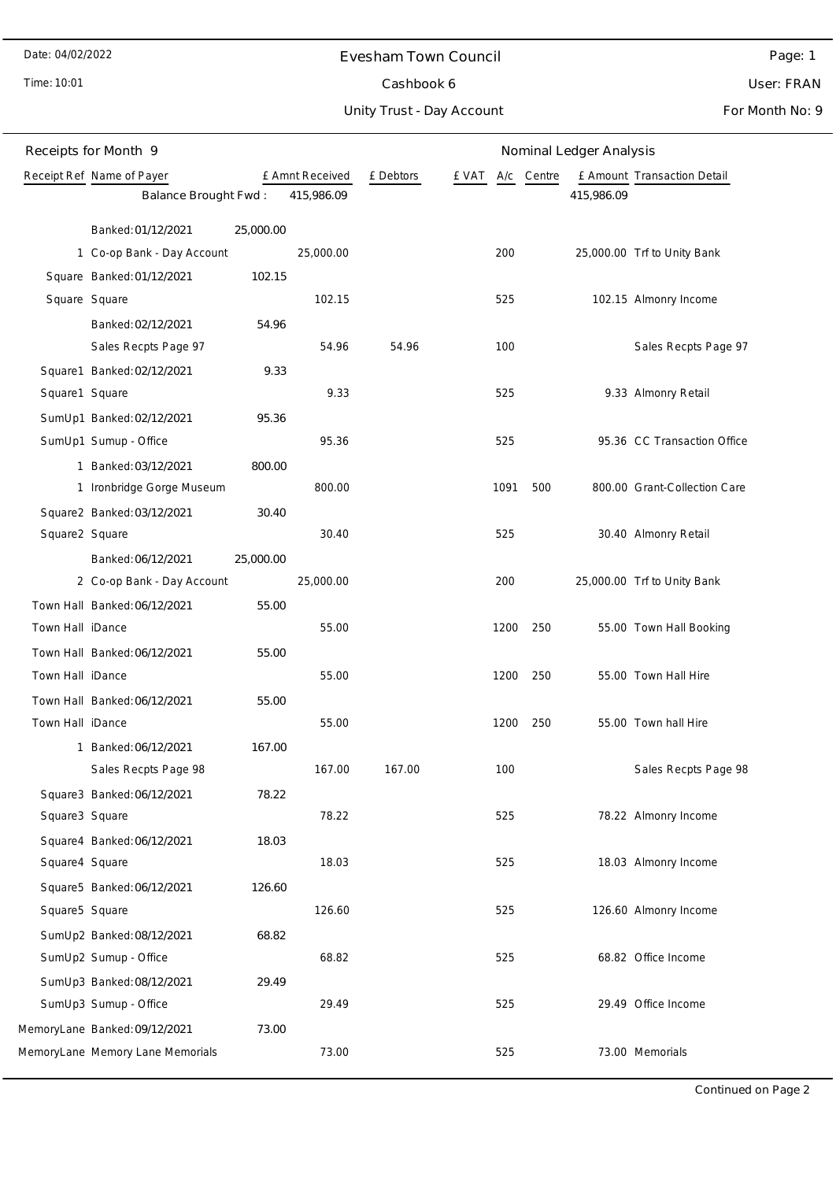Date: 04/02/2022

Time: 10:01

# Evesham Town Council

## Cashbook 6

## Unity Trust - Day Account

User: FRAN

For Month No: 9

**Receipts for Month 9** — Nominal Ledger Analysis

| Receipt Ref | Name of Payer | | £ Amnt Received | £ Debtors | £ VAT | A/c | Centre | £ Amount | Transaction Detail |
|---|---|---|---|---|---|---|---|---|---|
| | Balance Brought Fwd : | | 415,986.09 | | | | | 415,986.09 | |
| | Banked: 01/12/2021 | 25,000.00 | | | | | | | |
| 1 | Co-op Bank - Day Account | | 25,000.00 | | | 200 | | 25,000.00 | Trf to Unity Bank |
| Square | Banked: 01/12/2021 | 102.15 | | | | | | | |
| Square | Square | | 102.15 | | | 525 | | 102.15 | Almonry Income |
| | Banked: 02/12/2021 | 54.96 | | | | | | | |
| | Sales Recpts Page 97 | | 54.96 | 54.96 | | 100 | | | Sales Recpts Page 97 |
| Square1 | Banked: 02/12/2021 | 9.33 | | | | | | | |
| Square1 | Square | | 9.33 | | | 525 | | 9.33 | Almonry Retail |
| SumUp1 | Banked: 02/12/2021 | 95.36 | | | | | | | |
| SumUp1 | Sumup - Office | | 95.36 | | | 525 | | 95.36 | CC Transaction Office |
| 1 | Banked: 03/12/2021 | 800.00 | | | | | | | |
| 1 | Ironbridge Gorge Museum | | 800.00 | | | 1091 | 500 | 800.00 | Grant-Collection Care |
| Square2 | Banked: 03/12/2021 | 30.40 | | | | | | | |
| Square2 | Square | | 30.40 | | | 525 | | 30.40 | Almonry Retail |
| | Banked: 06/12/2021 | 25,000.00 | | | | | | | |
| 2 | Co-op Bank - Day Account | | 25,000.00 | | | 200 | | 25,000.00 | Trf to Unity Bank |
| Town Hall | Banked: 06/12/2021 | 55.00 | | | | | | | |
| Town Hall | iDance | | 55.00 | | | 1200 | 250 | 55.00 | Town Hall Booking |
| Town Hall | Banked: 06/12/2021 | 55.00 | | | | | | | |
| Town Hall | iDance | | 55.00 | | | 1200 | 250 | 55.00 | Town Hall Hire |
| Town Hall | Banked: 06/12/2021 | 55.00 | | | | | | | |
| Town Hall | iDance | | 55.00 | | | 1200 | 250 | 55.00 | Town hall Hire |
| 1 | Banked: 06/12/2021 | 167.00 | | | | | | | |
| | Sales Recpts Page 98 | | 167.00 | 167.00 | | 100 | | | Sales Recpts Page 98 |
| Square3 | Banked: 06/12/2021 | 78.22 | | | | | | | |
| Square3 | Square | | 78.22 | | | 525 | | 78.22 | Almonry Income |
| Square4 | Banked: 06/12/2021 | 18.03 | | | | | | | |
| Square4 | Square | | 18.03 | | | 525 | | 18.03 | Almonry Income |
| Square5 | Banked: 06/12/2021 | 126.60 | | | | | | | |
| Square5 | Square | | 126.60 | | | 525 | | 126.60 | Almonry Income |
| SumUp2 | Banked: 08/12/2021 | 68.82 | | | | | | | |
| SumUp2 | Sumup - Office | | 68.82 | | | 525 | | 68.82 | Office Income |
| SumUp3 | Banked: 08/12/2021 | 29.49 | | | | | | | |
| SumUp3 | Sumup - Office | | 29.49 | | | 525 | | 29.49 | Office Income |
| MemoryLane | Banked: 09/12/2021 | 73.00 | | | | | | | |
| MemoryLane | Memory Lane Memorials | | 73.00 | | | 525 | | 73.00 | Memorials |

Continued on Page 2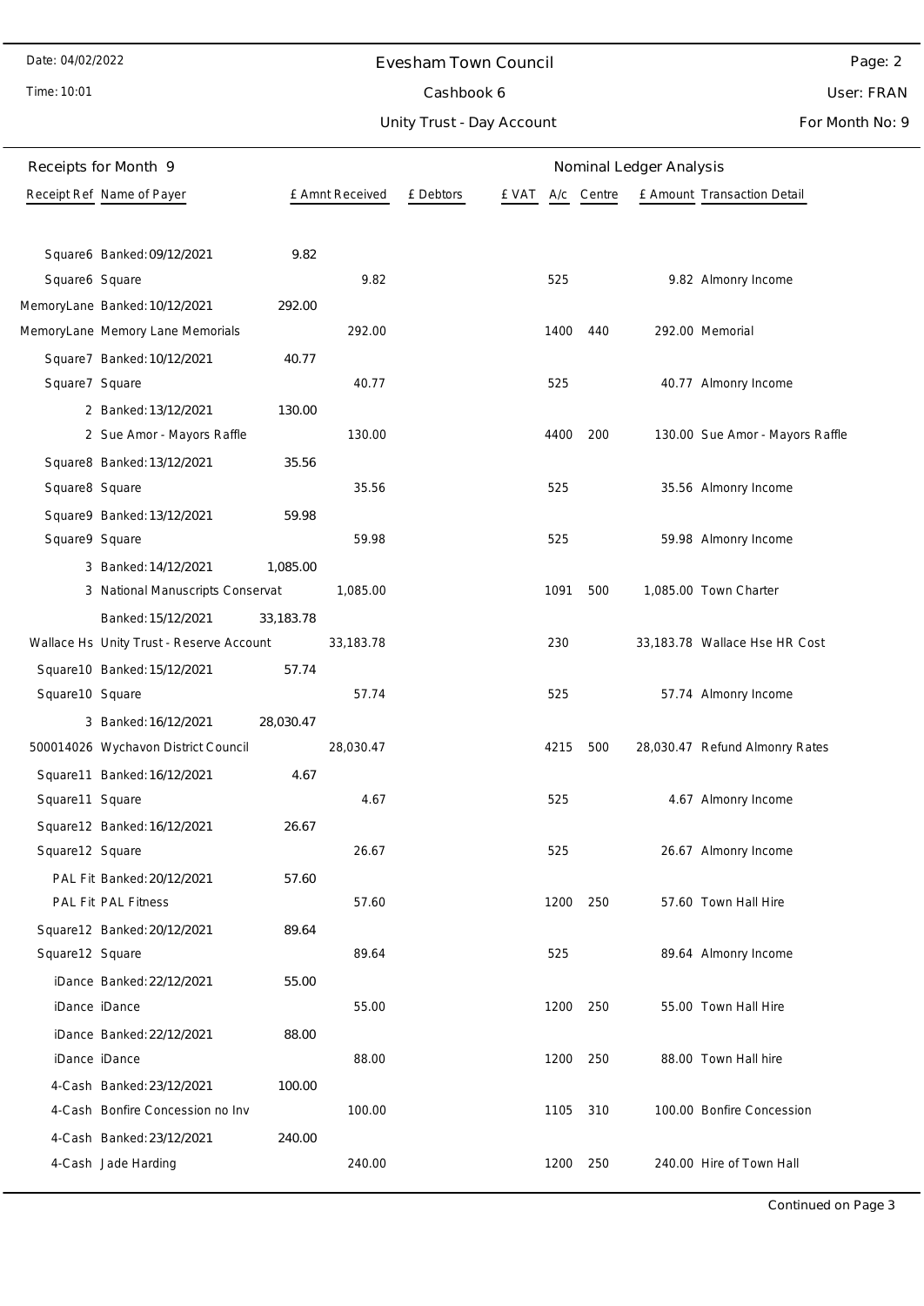Date: 04/02/2022

Time: 10:01

# Evesham Town Council

## Cashbook 6

### Unity Trust - Day Account

User: FRAN

For Month No: 9

**Receipts for Month 9**

| Receipt Ref | Name of Payer | | £ Amnt Received | £ Debtors | £ VAT | A/c | Centre | £ Amount | Transaction Detail |
|---|---|---|---|---|---|---|---|---|---|
| Square6 | Banked: 09/12/2021 | 9.82 | | | | | | | |
| Square6 | Square | | 9.82 | | | 525 | | 9.82 | Almonry Income |
| MemoryLane | Banked: 10/12/2021 | 292.00 | | | | | | | |
| MemoryLane | Memory Lane Memorials | | 292.00 | | | 1400 | 440 | 292.00 | Memorial |
| Square7 | Banked: 10/12/2021 | 40.77 | | | | | | | |
| Square7 | Square | | 40.77 | | | 525 | | 40.77 | Almonry Income |
| 2 | Banked: 13/12/2021 | 130.00 | | | | | | | |
| 2 | Sue Amor - Mayors Raffle | | 130.00 | | | 4400 | 200 | 130.00 | Sue Amor - Mayors Raffle |
| Square8 | Banked: 13/12/2021 | 35.56 | | | | | | | |
| Square8 | Square | | 35.56 | | | 525 | | 35.56 | Almonry Income |
| Square9 | Banked: 13/12/2021 | 59.98 | | | | | | | |
| Square9 | Square | | 59.98 | | | 525 | | 59.98 | Almonry Income |
| 3 | Banked: 14/12/2021 | 1,085.00 | | | | | | | |
| 3 | National Manuscripts Conservat | | 1,085.00 | | | 1091 | 500 | 1,085.00 | Town Charter |
| | Banked: 15/12/2021 | 33,183.78 | | | | | | | |
| Wallace Hs | Unity Trust - Reserve Account | | 33,183.78 | | | 230 | | 33,183.78 | Wallace Hse HR Cost |
| Square10 | Banked: 15/12/2021 | 57.74 | | | | | | | |
| Square10 | Square | | 57.74 | | | 525 | | 57.74 | Almonry Income |
| 3 | Banked: 16/12/2021 | 28,030.47 | | | | | | | |
| 500014026 | Wychavon District Council | | 28,030.47 | | | 4215 | 500 | 28,030.47 | Refund Almonry Rates |
| Square11 | Banked: 16/12/2021 | 4.67 | | | | | | | |
| Square11 | Square | | 4.67 | | | 525 | | 4.67 | Almonry Income |
| Square12 | Banked: 16/12/2021 | 26.67 | | | | | | | |
| Square12 | Square | | 26.67 | | | 525 | | 26.67 | Almonry Income |
| PAL Fit | Banked: 20/12/2021 | 57.60 | | | | | | | |
| PAL Fit | PAL Fitness | | 57.60 | | | 1200 | 250 | 57.60 | Town Hall Hire |
| Square12 | Banked: 20/12/2021 | 89.64 | | | | | | | |
| Square12 | Square | | 89.64 | | | 525 | | 89.64 | Almonry Income |
| iDance | Banked: 22/12/2021 | 55.00 | | | | | | | |
| iDance | iDance | | 55.00 | | | 1200 | 250 | 55.00 | Town Hall Hire |
| iDance | Banked: 22/12/2021 | 88.00 | | | | | | | |
| iDance | iDance | | 88.00 | | | 1200 | 250 | 88.00 | Town Hall hire |
| 4-Cash | Banked: 23/12/2021 | 100.00 | | | | | | | |
| 4-Cash | Bonfire Concession no Inv | | 100.00 | | | 1105 | 310 | 100.00 | Bonfire Concession |
| 4-Cash | Banked: 23/12/2021 | 240.00 | | | | | | | |
| 4-Cash | Jade Harding | | 240.00 | | | 1200 | 250 | 240.00 | Hire of Town Hall |

Continued on Page 3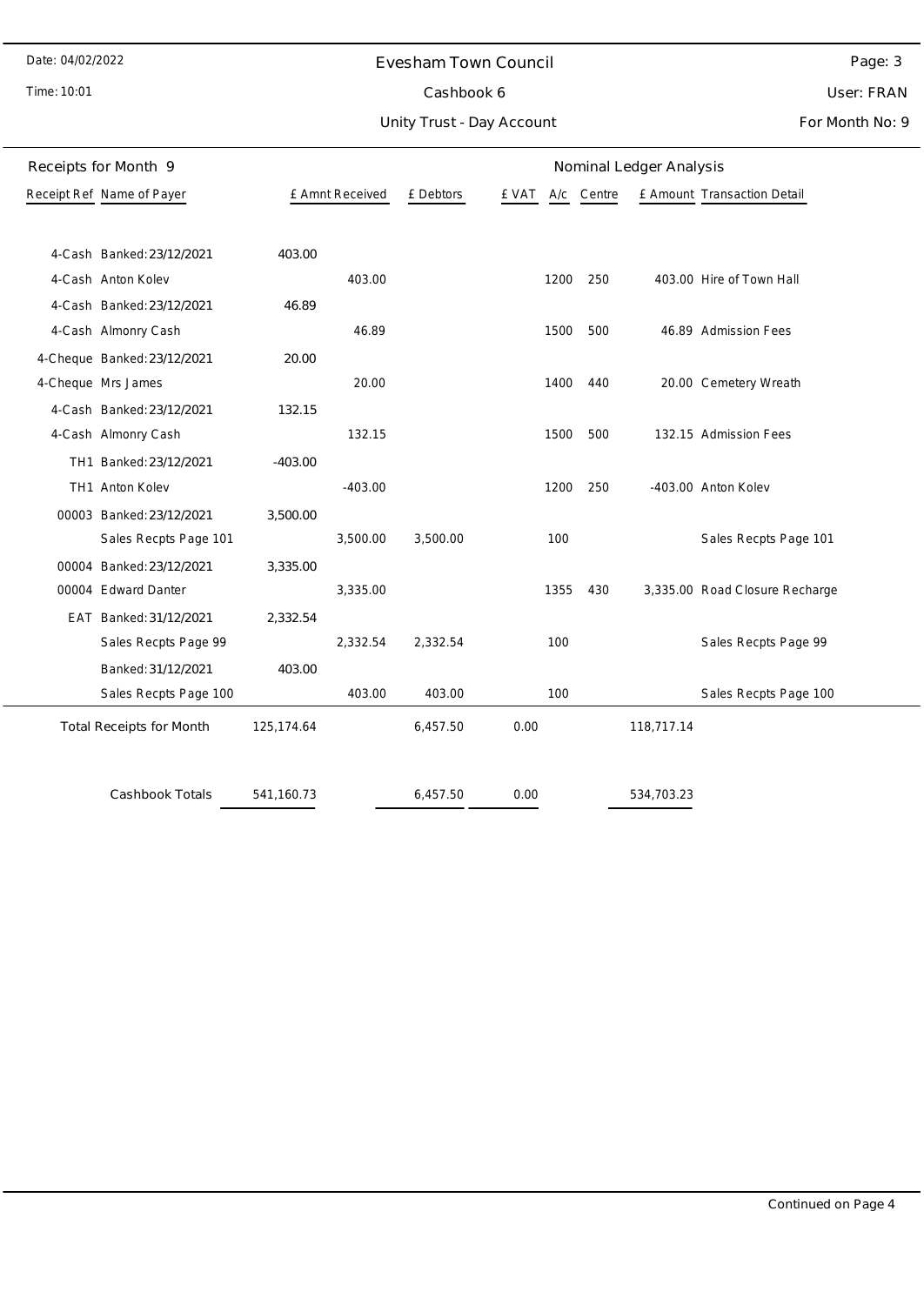Date: 04/02/2022

Time: 10:01

# Evesham Town Council

## Cashbook 6

## Unity Trust - Day Account

User: FRAN

For Month No: 9

### Receipts for Month 9

| Receipt Ref | Name of Payer | | £ Amnt Received | £ Debtors | £ VAT | A/c | Centre | £ Amount | Transaction Detail |
|---|---|---|---|---|---|---|---|---|---|
| | | | | | | Nominal Ledger Analysis | | | |
| 4-Cash | Banked: 23/12/2021 | 403.00 | | | | | | | |
| 4-Cash | Anton Kolev | | 403.00 | | | 1200 | 250 | 403.00 | Hire of Town Hall |
| 4-Cash | Banked: 23/12/2021 | 46.89 | | | | | | | |
| 4-Cash | Almonry Cash | | 46.89 | | | 1500 | 500 | 46.89 | Admission Fees |
| 4-Cheque | Banked: 23/12/2021 | 20.00 | | | | | | | |
| 4-Cheque | Mrs James | | 20.00 | | | 1400 | 440 | 20.00 | Cemetery Wreath |
| 4-Cash | Banked: 23/12/2021 | 132.15 | | | | | | | |
| 4-Cash | Almonry Cash | | 132.15 | | | 1500 | 500 | 132.15 | Admission Fees |
| TH1 | Banked: 23/12/2021 | -403.00 | | | | | | | |
| TH1 | Anton Kolev | | -403.00 | | | 1200 | 250 | -403.00 | Anton Kolev |
| 00003 | Banked: 23/12/2021 | 3,500.00 | | | | | | | |
| | Sales Recpts Page 101 | | 3,500.00 | 3,500.00 | | 100 | | | Sales Recpts Page 101 |
| 00004 | Banked: 23/12/2021 | 3,335.00 | | | | | | | |
| 00004 | Edward Danter | | 3,335.00 | | | 1355 | 430 | 3,335.00 | Road Closure Recharge |
| EAT | Banked: 31/12/2021 | 2,332.54 | | | | | | | |
| | Sales Recpts Page 99 | | 2,332.54 | 2,332.54 | | 100 | | | Sales Recpts Page 99 |
| | Banked: 31/12/2021 | 403.00 | | | | | | | |
| | Sales Recpts Page 100 | | 403.00 | 403.00 | | 100 | | | Sales Recpts Page 100 |
| | Total Receipts for Month | 125,174.64 | | 6,457.50 | 0.00 | | | 118,717.14 | |
| | Cashbook Totals | 541,160.73 | | 6,457.50 | 0.00 | | | 534,703.23 | |

Continued on Page 4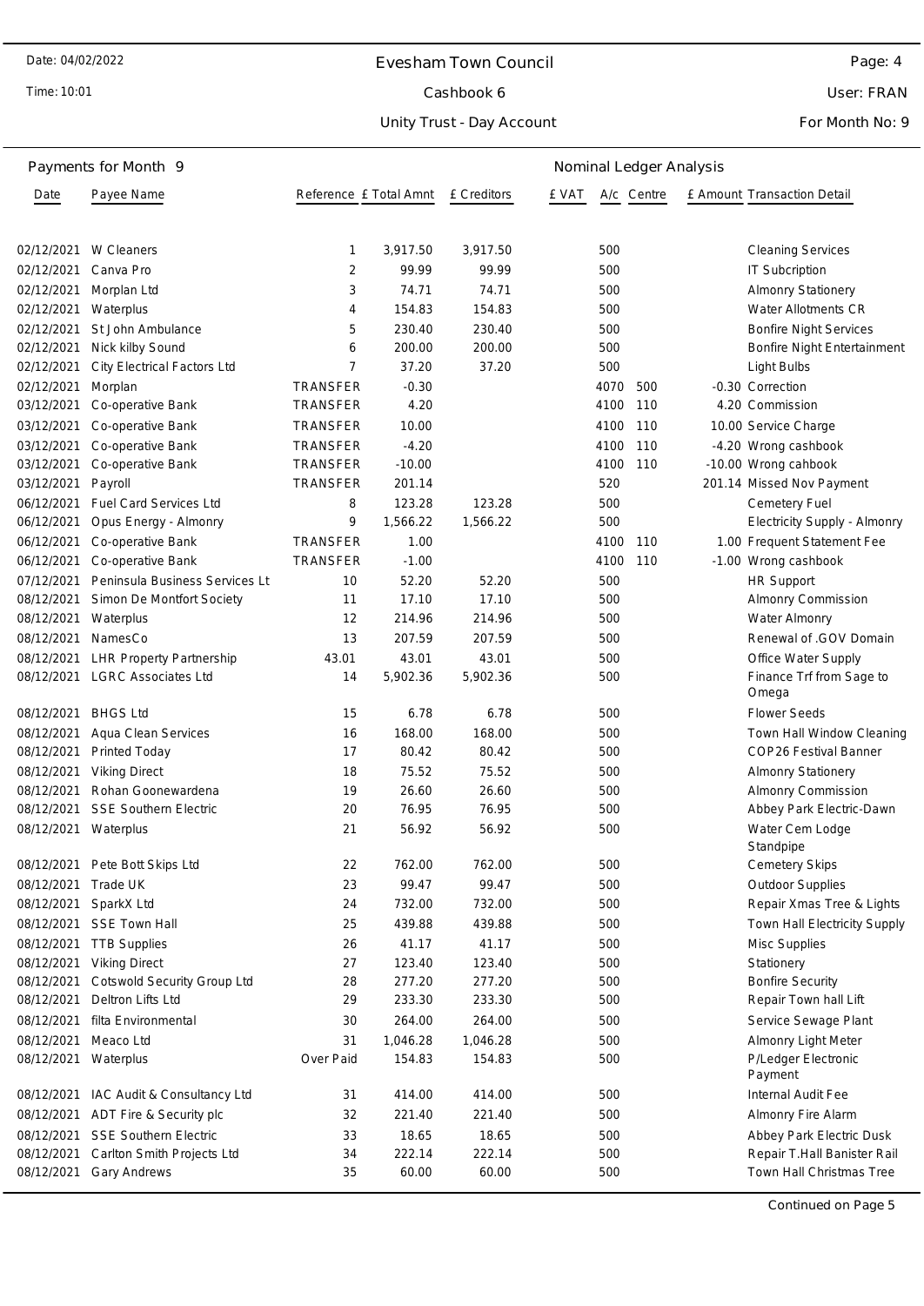# Evesham Town Council

## Cashbook 6

## Unity Trust - Day Account

Date: 04/02/2022

Time: 10:01

User: FRAN

For Month No: 9

### Payments for Month 9

Nominal Ledger Analysis

| Date | Payee Name | Reference | £ Total Amnt | £ Creditors | £ VAT | A/c | Centre | £ Amount | Transaction Detail |
|---|---|---|---|---|---|---|---|---|---|
| 02/12/2021 | W Cleaners | 1 | 3,917.50 | 3,917.50 | | 500 | | | Cleaning Services |
| 02/12/2021 | Canva Pro | 2 | 99.99 | 99.99 | | 500 | | | IT Subcription |
| 02/12/2021 | Morplan Ltd | 3 | 74.71 | 74.71 | | 500 | | | Almonry Stationery |
| 02/12/2021 | Waterplus | 4 | 154.83 | 154.83 | | 500 | | | Water Allotments CR |
| 02/12/2021 | St John Ambulance | 5 | 230.40 | 230.40 | | 500 | | | Bonfire Night Services |
| 02/12/2021 | Nick kilby Sound | 6 | 200.00 | 200.00 | | 500 | | | Bonfire Night Entertainment |
| 02/12/2021 | City Electrical Factors Ltd | 7 | 37.20 | 37.20 | | 500 | | | Light Bulbs |
| 02/12/2021 | Morplan | TRANSFER | -0.30 | | | 4070 | 500 | -0.30 | Correction |
| 03/12/2021 | Co-operative Bank | TRANSFER | 4.20 | | | 4100 | 110 | 4.20 | Commission |
| 03/12/2021 | Co-operative Bank | TRANSFER | 10.00 | | | 4100 | 110 | 10.00 | Service Charge |
| 03/12/2021 | Co-operative Bank | TRANSFER | -4.20 | | | 4100 | 110 | -4.20 | Wrong cashbook |
| 03/12/2021 | Co-operative Bank | TRANSFER | -10.00 | | | 4100 | 110 | -10.00 | Wrong cahbook |
| 03/12/2021 | Payroll | TRANSFER | 201.14 | | | 520 | | 201.14 | Missed Nov Payment |
| 06/12/2021 | Fuel Card Services Ltd | 8 | 123.28 | 123.28 | | 500 | | | Cemetery Fuel |
| 06/12/2021 | Opus Energy - Almonry | 9 | 1,566.22 | 1,566.22 | | 500 | | | Electricity Supply - Almonry |
| 06/12/2021 | Co-operative Bank | TRANSFER | 1.00 | | | 4100 | 110 | 1.00 | Frequent Statement Fee |
| 06/12/2021 | Co-operative Bank | TRANSFER | -1.00 | | | 4100 | 110 | -1.00 | Wrong cashbook |
| 07/12/2021 | Peninsula Business Services Lt | 10 | 52.20 | 52.20 | | 500 | | | HR Support |
| 08/12/2021 | Simon De Montfort Society | 11 | 17.10 | 17.10 | | 500 | | | Almonry Commission |
| 08/12/2021 | Waterplus | 12 | 214.96 | 214.96 | | 500 | | | Water Almonry |
| 08/12/2021 | NamesCo | 13 | 207.59 | 207.59 | | 500 | | | Renewal of .GOV Domain |
| 08/12/2021 | LHR Property Partnership | 43.01 | 43.01 | 43.01 | | 500 | | | Office Water Supply |
| 08/12/2021 | LGRC Associates Ltd | 14 | 5,902.36 | 5,902.36 | | 500 | | | Finance Trf from Sage to Omega |
| 08/12/2021 | BHGS Ltd | 15 | 6.78 | 6.78 | | 500 | | | Flower Seeds |
| 08/12/2021 | Aqua Clean Services | 16 | 168.00 | 168.00 | | 500 | | | Town Hall Window Cleaning |
| 08/12/2021 | Printed Today | 17 | 80.42 | 80.42 | | 500 | | | COP26 Festival Banner |
| 08/12/2021 | Viking Direct | 18 | 75.52 | 75.52 | | 500 | | | Almonry Stationery |
| 08/12/2021 | Rohan Goonewardena | 19 | 26.60 | 26.60 | | 500 | | | Almonry Commission |
| 08/12/2021 | SSE Southern Electric | 20 | 76.95 | 76.95 | | 500 | | | Abbey Park Electric-Dawn |
| 08/12/2021 | Waterplus | 21 | 56.92 | 56.92 | | 500 | | | Water Cem Lodge Standpipe |
| 08/12/2021 | Pete Bott Skips Ltd | 22 | 762.00 | 762.00 | | 500 | | | Cemetery Skips |
| 08/12/2021 | Trade UK | 23 | 99.47 | 99.47 | | 500 | | | Outdoor Supplies |
| 08/12/2021 | SparkX Ltd | 24 | 732.00 | 732.00 | | 500 | | | Repair Xmas Tree & Lights |
| 08/12/2021 | SSE Town Hall | 25 | 439.88 | 439.88 | | 500 | | | Town Hall Electricity Supply |
| 08/12/2021 | TTB Supplies | 26 | 41.17 | 41.17 | | 500 | | | Misc Supplies |
| 08/12/2021 | Viking Direct | 27 | 123.40 | 123.40 | | 500 | | | Stationery |
| 08/12/2021 | Cotswold Security Group Ltd | 28 | 277.20 | 277.20 | | 500 | | | Bonfire Security |
| 08/12/2021 | Deltron Lifts Ltd | 29 | 233.30 | 233.30 | | 500 | | | Repair Town hall Lift |
| 08/12/2021 | filta Environmental | 30 | 264.00 | 264.00 | | 500 | | | Service Sewage Plant |
| 08/12/2021 | Meaco Ltd | 31 | 1,046.28 | 1,046.28 | | 500 | | | Almonry Light Meter |
| 08/12/2021 | Waterplus | Over Paid | 154.83 | 154.83 | | 500 | | | P/Ledger Electronic Payment |
| 08/12/2021 | IAC Audit & Consultancy Ltd | 31 | 414.00 | 414.00 | | 500 | | | Internal Audit Fee |
| 08/12/2021 | ADT Fire & Security plc | 32 | 221.40 | 221.40 | | 500 | | | Almonry Fire Alarm |
| 08/12/2021 | SSE Southern Electric | 33 | 18.65 | 18.65 | | 500 | | | Abbey Park Electric Dusk |
| 08/12/2021 | Carlton Smith Projects Ltd | 34 | 222.14 | 222.14 | | 500 | | | Repair T.Hall Banister Rail |
| 08/12/2021 | Gary Andrews | 35 | 60.00 | 60.00 | | 500 | | | Town Hall Christmas Tree |

Continued on Page 5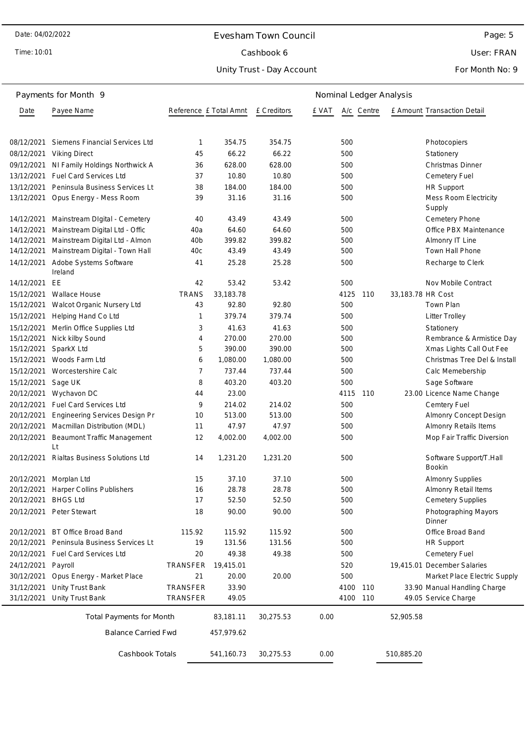Date: 04/02/2022

Time: 10:01

# Evesham Town Council

## Cashbook 6

### Unity Trust - Day Account

User: FRAN

For Month No: 9

**Payments for Month 9** — Nominal Ledger Analysis

| Date | Payee Name | Reference | £ Total Amnt | £ Creditors | £ VAT | A/c | Centre | £ Amount | Transaction Detail |
|---|---|---|---|---|---|---|---|---|---|
| 08/12/2021 | Siemens Financial Services Ltd | 1 | 354.75 | 354.75 | | 500 | | | Photocopiers |
| 08/12/2021 | Viking Direct | 45 | 66.22 | 66.22 | | 500 | | | Stationery |
| 09/12/2021 | NI Family Holdings Northwick A | 36 | 628.00 | 628.00 | | 500 | | | Christmas Dinner |
| 13/12/2021 | Fuel Card Services Ltd | 37 | 10.80 | 10.80 | | 500 | | | Cemetery Fuel |
| 13/12/2021 | Peninsula Business Services Lt | 38 | 184.00 | 184.00 | | 500 | | | HR Support |
| 13/12/2021 | Opus Energy - Mess Room | 39 | 31.16 | 31.16 | | 500 | | | Mess Room Electricity Supply |
| 14/12/2021 | Mainstream DIgital - Cemetery | 40 | 43.49 | 43.49 | | 500 | | | Cemetery Phone |
| 14/12/2021 | Mainstream Digital Ltd - Offic | 40a | 64.60 | 64.60 | | 500 | | | Office PBX Maintenance |
| 14/12/2021 | Mainstream Digital Ltd - Almon | 40b | 399.82 | 399.82 | | 500 | | | Almonry IT Line |
| 14/12/2021 | Mainstream Digital - Town Hall | 40c | 43.49 | 43.49 | | 500 | | | Town Hall Phone |
| 14/12/2021 | Adobe Systems Software Ireland | 41 | 25.28 | 25.28 | | 500 | | | Recharge to Clerk |
| 14/12/2021 | EE | 42 | 53.42 | 53.42 | | 500 | | | Nov Mobile Contract |
| 15/12/2021 | Wallace House | TRANS | 33,183.78 | | | 4125 | 110 | 33,183.78 | HR Cost |
| 15/12/2021 | Walcot Organic Nursery Ltd | 43 | 92.80 | 92.80 | | 500 | | | Town Plan |
| 15/12/2021 | Helping Hand Co Ltd | 1 | 379.74 | 379.74 | | 500 | | | Litter Trolley |
| 15/12/2021 | Merlin Office Supplies Ltd | 3 | 41.63 | 41.63 | | 500 | | | Stationery |
| 15/12/2021 | Nick kilby Sound | 4 | 270.00 | 270.00 | | 500 | | | Rembrance & Armistice Day |
| 15/12/2021 | SparkX Ltd | 5 | 390.00 | 390.00 | | 500 | | | Xmas Lights Call Out Fee |
| 15/12/2021 | Woods Farm Ltd | 6 | 1,080.00 | 1,080.00 | | 500 | | | Christmas Tree Del & Install |
| 15/12/2021 | Worcestershire Calc | 7 | 737.44 | 737.44 | | 500 | | | Calc Memebership |
| 15/12/2021 | Sage UK | 8 | 403.20 | 403.20 | | 500 | | | Sage Software |
| 20/12/2021 | Wychavon DC | 44 | 23.00 | | | 4115 | 110 | 23.00 | Licence Name Change |
| 20/12/2021 | Fuel Card Services Ltd | 9 | 214.02 | 214.02 | | 500 | | | Cemtery Fuel |
| 20/12/2021 | Engineering Services Design Pr | 10 | 513.00 | 513.00 | | 500 | | | Almonry Concept Design |
| 20/12/2021 | Macmillan Distribution (MDL) | 11 | 47.97 | 47.97 | | 500 | | | Almonry Retails Items |
| 20/12/2021 | Beaumont Traffic Management Lt | 12 | 4,002.00 | 4,002.00 | | 500 | | | Mop Fair Traffic Diversion |
| 20/12/2021 | Rialtas Business Solutions Ltd | 14 | 1,231.20 | 1,231.20 | | 500 | | | Software Support/T.Hall Bookin |
| 20/12/2021 | Morplan Ltd | 15 | 37.10 | 37.10 | | 500 | | | Almonry Supplies |
| 20/12/2021 | Harper Collins Publishers | 16 | 28.78 | 28.78 | | 500 | | | Almonry Retail Items |
| 20/12/2021 | BHGS Ltd | 17 | 52.50 | 52.50 | | 500 | | | Cemetery Supplies |
| 20/12/2021 | Peter Stewart | 18 | 90.00 | 90.00 | | 500 | | | Photographing Mayors Dinner |
| 20/12/2021 | BT Office Broad Band | 115.92 | 115.92 | 115.92 | | 500 | | | Office Broad Band |
| 20/12/2021 | Peninsula Business Services Lt | 19 | 131.56 | 131.56 | | 500 | | | HR Support |
| 20/12/2021 | Fuel Card Services Ltd | 20 | 49.38 | 49.38 | | 500 | | | Cemetery Fuel |
| 24/12/2021 | Payroll | TRANSFER | 19,415.01 | | | 520 | | 19,415.01 | December Salaries |
| 30/12/2021 | Opus Energy - Market Place | 21 | 20.00 | 20.00 | | 500 | | | Market Place Electric Supply |
| 31/12/2021 | Unity Trust Bank | TRANSFER | 33.90 | | | 4100 | 110 | 33.90 | Manual Handling Charge |
| 31/12/2021 | Unity Trust Bank | TRANSFER | 49.05 | | | 4100 | 110 | 49.05 | Service Charge |
| | **Total Payments for Month** | | 83,181.11 | 30,275.53 | 0.00 | | | 52,905.58 | |
| | **Balance Carried Fwd** | | 457,979.62 | | | | | | |
| | **Cashbook Totals** | | 541,160.73 | 30,275.53 | 0.00 | | | 510,885.20 | |